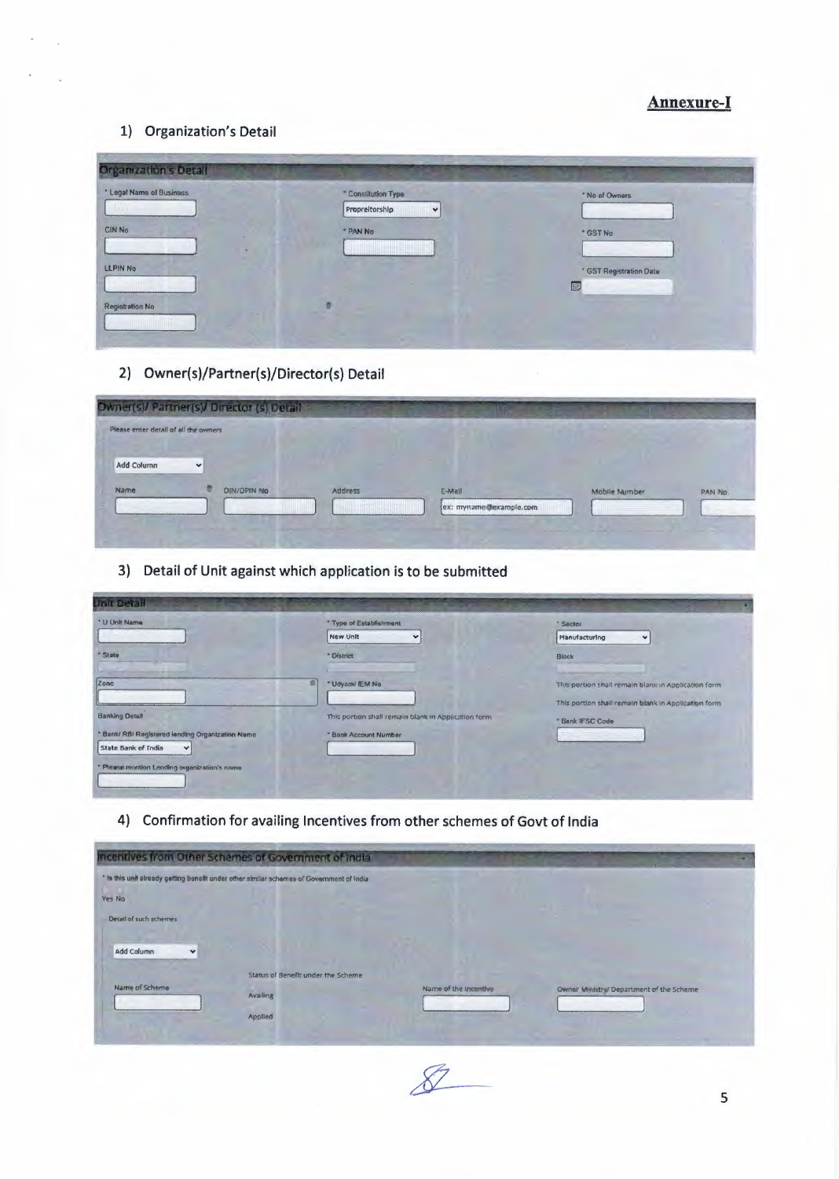## Annexure-I

1) Organization's Detail

**Organization's Detail**

* Legal Name of Business

* Constitution Type: Propreitorship

* No of Owners

CIN No

* PAN No

* GST No

LLPIN No

* GST Registration Date

Registration No

2) Owner(s)/Partner(s)/Director(s) Detail

**Owner(s)/ Partner(s)/ Director (s) Detail**

Please enter detail of all the owners

Add Column

| Name | DIN/DPIN No | Address | E-Mail | Mobile Number | PAN No. |
|---|---|---|---|---|---|
| | | | ex: myname@example.com | | |

3) Detail of Unit against which application is to be submitted

**Unit Detail**

* U Unit Name

* Type of Establishment: New Unit

* Sector: Manufacturing

* State

* District

Block

Zone

* Udyam/ IEM No

This portion shall remain blank in Application form

This portion shall remain blank in Application form

Banking Detail

This portion shall remain blank in Application form

* Bank IFSC Code

* Bank/ RBI Registered lending Organization Name: State Bank of India

* Bank Account Number

* Please mention Lending organization's name

4) Confirmation for availing Incentives from other schemes of Govt of India

**Incentives from Other Schemes of Government of India**

* Is this unit already getting benefit under other similar schemes of Government of India

Yes No

Detail of such schemes

Add Column

| Name of Scheme | Status of Benefit under the Scheme | Name of the Incentive | Owner Ministry/ Department of the Scheme |
|---|---|---|---|
| | Availing / Applied | | |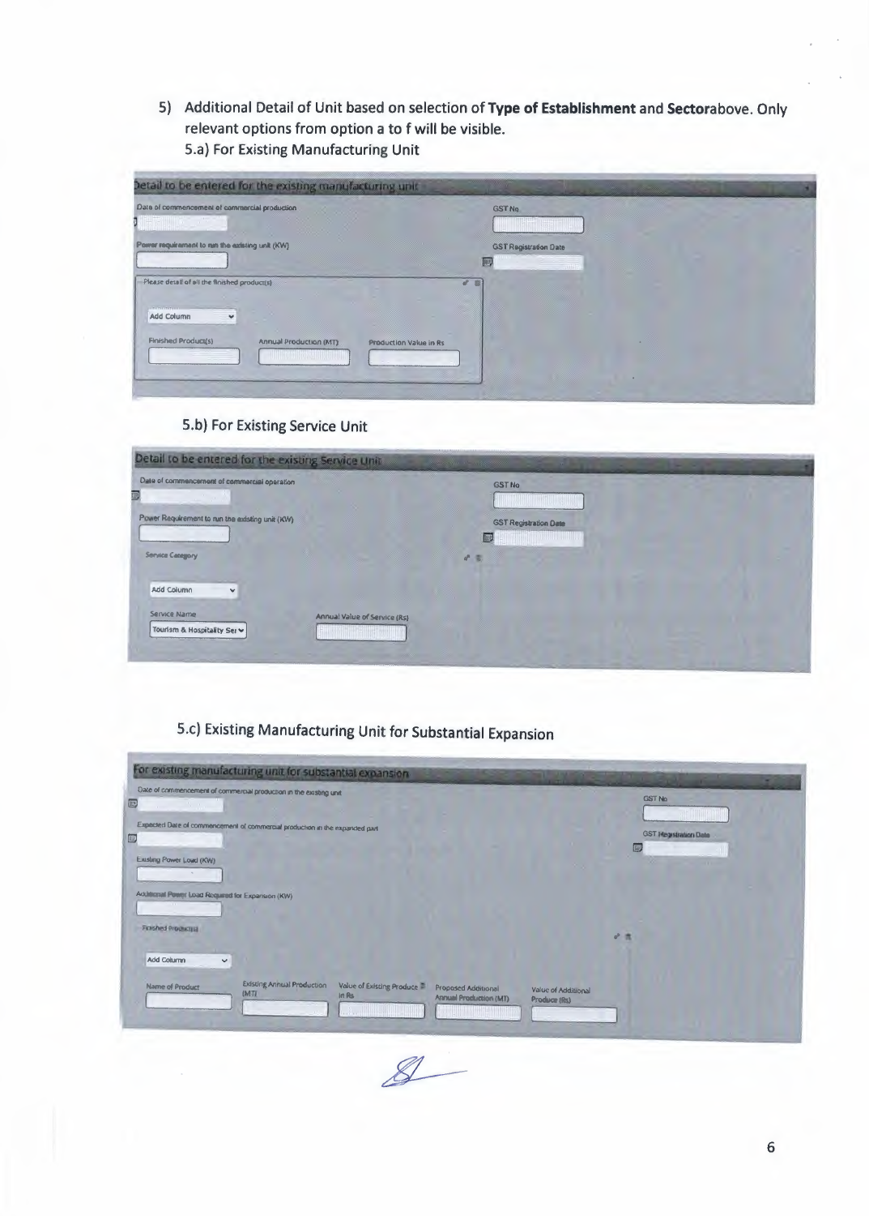5) Additional Detail of Unit based on selection of **Type of Establishment** and **Sector**above. Only relevant options from option a to f will be visible.

5.a) For Existing Manufacturing Unit

**Detail to be entered for the existing manufacturing unit**

Date of commencement of commercial production

Power requirement to run the existing unit (KW)

Please detail of all the finished product(s)

Add Column

| Finished Product(s) | Annual Production (MT) | Production Value in Rs |
|---|---|---|
| | | |

GST No

GST Registration Date

5.b) For Existing Service Unit

**Detail to be entered for the existing Service Unit**

Date of commencement of commercial operation

Power Requirement to run the existing unit (KW)

Service Category

Add Column

| Service Name | Annual Value of Service (Rs) |
|---|---|
| Tourism & Hospitality Ser | |

GST No

GST Registration Date

5.c) Existing Manufacturing Unit for Substantial Expansion

**For existing manufacturing unit for substantial expansion**

Date of commencement of commercial production in the existing unit

Expected Date of commencement of commercial production in the expanded part

Existing Power Load (KW)

Additional Power Load Required for Expansion (KW)

Finished Product(s)

Add Column

| Name of Product | Existing Annual Production (MT) | Value of Existing Produce in Rs | Proposed Additional Annual Production (MT) | Value of Additional Produce (Rs) |
|---|---|---|---|---|
| | | | | |

GST No

GST Registration Date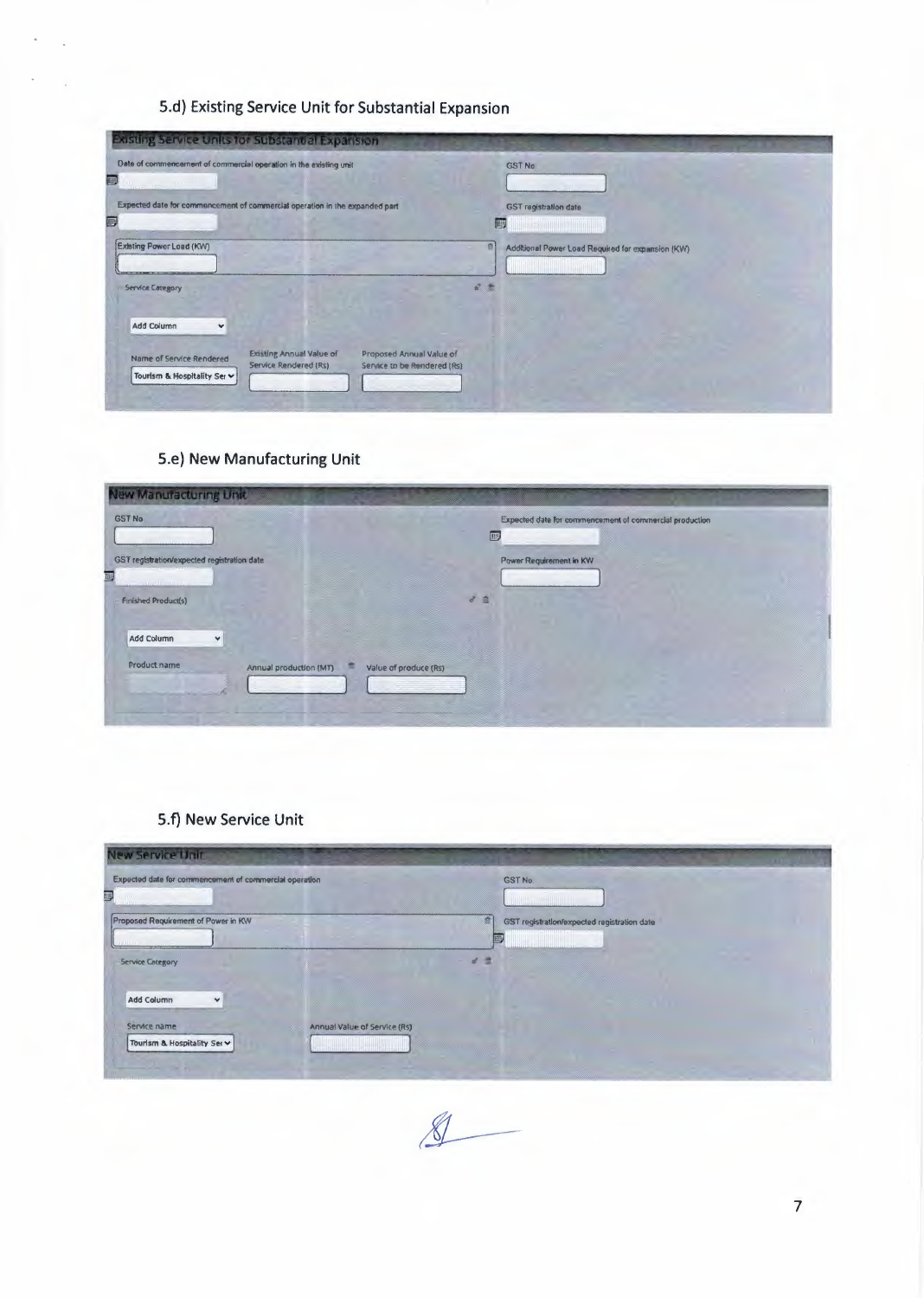### 5.d) Existing Service Unit for Substantial Expansion

**Existing Service Units for Substantial Expansion**

Date of commencement of commercial operation in the existing unit

GST No

Expected date for commencement of commercial operation in the expanded part

GST registration date

Existing Power Load (KW)

Additional Power Load Required for expansion (KW)

Service Category

Add Column

| Name of Service Rendered | Existing Annual Value of Service Rendered (Rs) | Proposed Annual Value of Service to be Rendered (Rs) |
|---|---|---|
| Tourism & Hospitality Ser | | |

### 5.e) New Manufacturing Unit

**New Manufacturing Unit**

GST No

Expected date for commencement of commercial production

GST registration/expected registration date

Power Requirement in KW

Finished Product(s)

Add Column

| Product name | Annual production (MT) | Value of produce (Rs) |
|---|---|---|
| | | |

### 5.f) New Service Unit

**New Service Unit**

Expected date for commencement of commercial operation

GST No

Proposed Requirement of Power in KW

GST registration/expected registration date

Service Category

Add Column

| Service name | Annual Value of Service (Rs) |
|---|---|
| Tourism & Hospitality Ser | |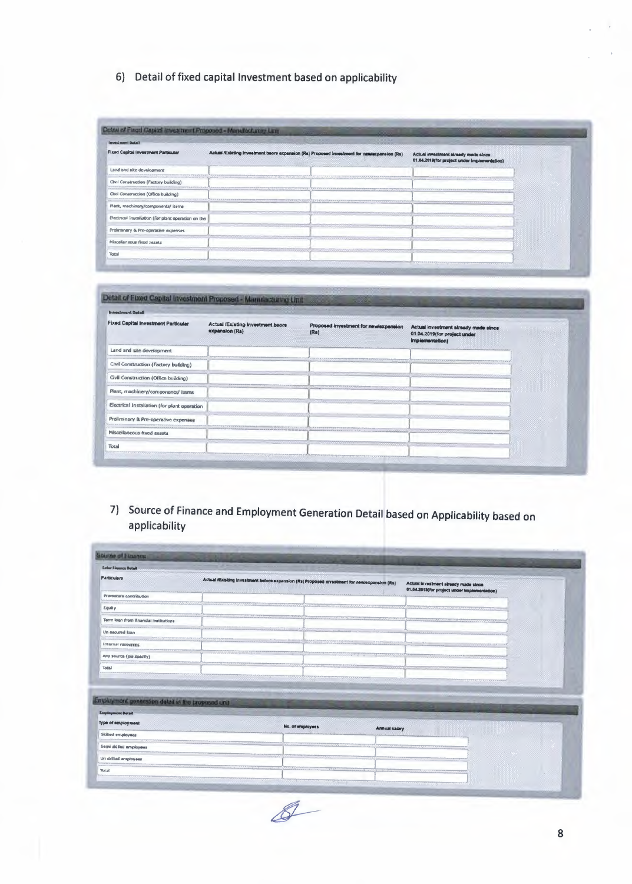## 6) Detail of fixed capital Investment based on applicability

**Detail of Fixed Capital Investment Proposed - Manufacturing Unit**

Investment Detail

| Fixed Capital Investment Particular | Actual /Existing Investment beore expansion (Rs) | Proposed investment for new/expansion (Rs) | Actual investment already made since 01.04.2019(for project under implementation) |
|---|---|---|---|
| Land and site development | | | |
| Civil Construction (Factory building) | | | |
| Civil Construction (Office building) | | | |
| Plant, machinery/components/ items | | | |
| Electrical Installation (for plant operation on the | | | |
| Preliminary & Pre-operative expenses | | | |
| Miscellaneous fixed assets | | | |
| Total | | | |

**Detail of Fixed Capital Investment Proposed - Manufacturing Unit**

Investment Detail

| Fixed Capital Investment Particular | Actual /Existing Investment beore expansion (Rs) | Proposed investment for new/expansion (Rs) | Actual investment already made since 01.04.2019(for project under implementation) |
|---|---|---|---|
| Land and site development | | | |
| Civil Construction (Factory building) | | | |
| Civil Construction (Office building) | | | |
| Plant, machinery/components/ items | | | |
| Electrical Installation (for plant operation | | | |
| Preliminary & Pre-operative expenses | | | |
| Miscellaneous fixed assets | | | |
| Total | | | |

## 7) Source of Finance and Employment Generation Detail based on Applicability based on applicability

**Source of Finance**

Enter Finance Detail

| Particulars | Actual /Existing investment before expansion (Rs) | Proposed investment for new/expansion (Rs) | Actual investment already made since 01.04.2019(for project under implementation) |
|---|---|---|---|
| Promoters contribution | | | |
| Equity | | | |
| Term loan from financial institutions | | | |
| Un secured loan | | | |
| Internal resources | | | |
| Any source (pls specify) | | | |
| Total | | | |

**Employment generation detail in the proposed unit**

Employment Detail

| Type of employment | No. of employees | Annual salary |
|---|---|---|
| Skilled employees | | |
| Semi skilled employees | | |
| Un skilled employees | | |
| Total | | |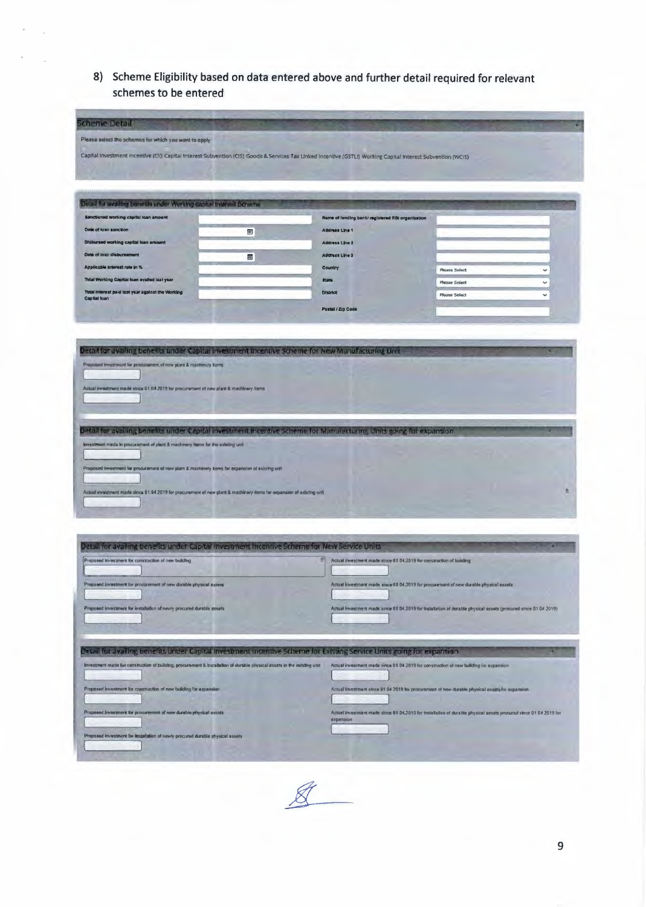8) Scheme Eligibility based on data entered above and further detail required for relevant schemes to be entered

## Scheme Detail

Please select the schemes for which you want to apply

Capital Investment Incentive (CII) Capital Interest Subvention (CIS) Goods & Services Tax Linked Incentive (GSTLI) Working Capital Interest Subvention (WCIS)

## Detail for availing benefits under Working capital Interest Scheme

| | | | |
|---|---|---|---|
| Sanctioned working capital loan amount | | Name of lending bank/ registered RBI organization | |
| Date of loan sanction | | Address Line 1 | |
| Disbursed working capital loan amount | | Address Line 2 | |
| Date of loan disbursement | | Address Line 3 | |
| Applicable interest rate in % | | Country | Please Select |
| Total Working Capital loan availed last year | | State | Please Select |
| Total interest paid last year against the Working Capital loan | | District | Please Select |
| | | Postal / Zip Code | |

## Detail for availing benefits under Capital Investment Incentive Scheme for New Manufacturing Unit

Proposed investment for procurement of new plant & machinery items

Actual investment made since 01.04.2019 for procurement of new plant & machinery items

## Detail for availing benefits under Capital Investment Incentive Scheme for Manufacturing Units going for expansion

Investment made in procurement of plant & machinery items for the existing unit

Proposed investment for procurement of new plant & machinery items for expansion of existing unit

Actual investment made since 01.04.2019 for procurement of new plant & machinery items for expansion of existing unit

## Detail for availing benefits under Capital Investment Incentive Scheme for New Service Units

Proposed investment for construction of new building

Proposed investment for procurement of new durable physical assets

Proposed investment for installation of newly procured durable assets

Actual investment made since 01.04.2019 for construction of building

Actual investment made since 01.04.2019 for procurement of new durable physical assets

Actual investment made since 01.04.2019 for installation of durable physical assets (procured since 01.04.2019)

## Detail for availing benefits under Capital Investment Incentive Scheme for Existing Service Units going for expansion

Investment made for construction of building, procurement & installation of durable physical assets in the existing unit

Proposed investment for construction of new building for expansion

Proposed investment for procurement of new durable physical assets

Proposed investment for installation of newly procured durable physical assets

Actual investment made since 01.04.2019 for construction of new building for expansion

Actual investment since 01.04.2019 for procurement of new durable physical assets for expansion

Actual investment made since 01.04.2019 for installation of durable physical assets procured since 01.04.2019 for expansion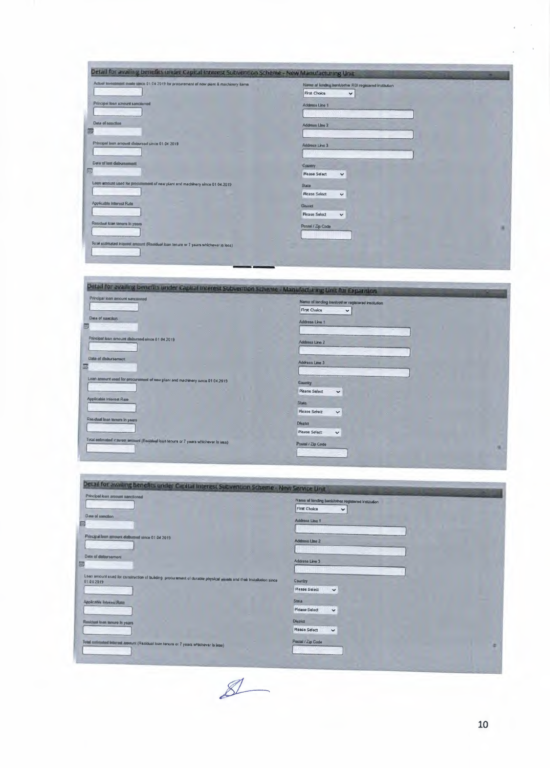## Detail for availing benefits under Capital Interest Subvention Scheme - New Manufacturing Unit

Actual investment made since 01.04.2019 for procurement of new plant & machinery items

Principal loan amount sanctioned

Date of sanction

Principal loan amount disbursed since 01.04.2019

Date of last disbursement

Loan amount used for procurement of new plant and machinery since 01.04.2019

Applicable Interest Rate

Residual loan tenure in years

Total estimated interest amount (Residual loan tenure or 7 years whichever is less)

Name of lending bank/other RBI registered institution: First Choice

Address Line 1

Address Line 2

Address Line 3

Country: Please Select

State: Please Select

District: Please Select

Postal / Zip Code

## Detail for availing benefits under Capital Interest Subvention Scheme - Manufacturing Unit for Expansion

Principal loan amount sanctioned

Date of sanction

Principal loan amount disbursed since 01.04.2019

Date of disbursement

Loan amount used for procurement of new plant and machinery since 01.04.2019

Applicable Interest Rate

Residual loan tenure in years

Total estimated interest amount (Residual loan tenure or 7 years whichever is less)

Name of lending bank/other registered institution: First Choice

Address Line 1

Address Line 2

Address Line 3

Country: Please Select

State: Please Select

District: Please Select

Postal / Zip Code

## Detail for availing benefits under Capital Interest Subvention Scheme - New Service Unit

Principal loan amount sanctioned

Date of sanction

Principal loan amount disbursed since 01.04.2019

Date of disbursement

Loan amount used for construction of building, procurement of durable physical assets and their installation since 01.04.2019

Applicable Interest Rate

Residual loan tenure in years

Total estimated interest amount (Residual loan tenure or 7 years whichever is less)

Name of lending bank/other registered institution: First Choice

Address Line 1

Address Line 2

Address Line 3

Country: Please Select

State: Please Select

District: Please Select

Postal / Zip Code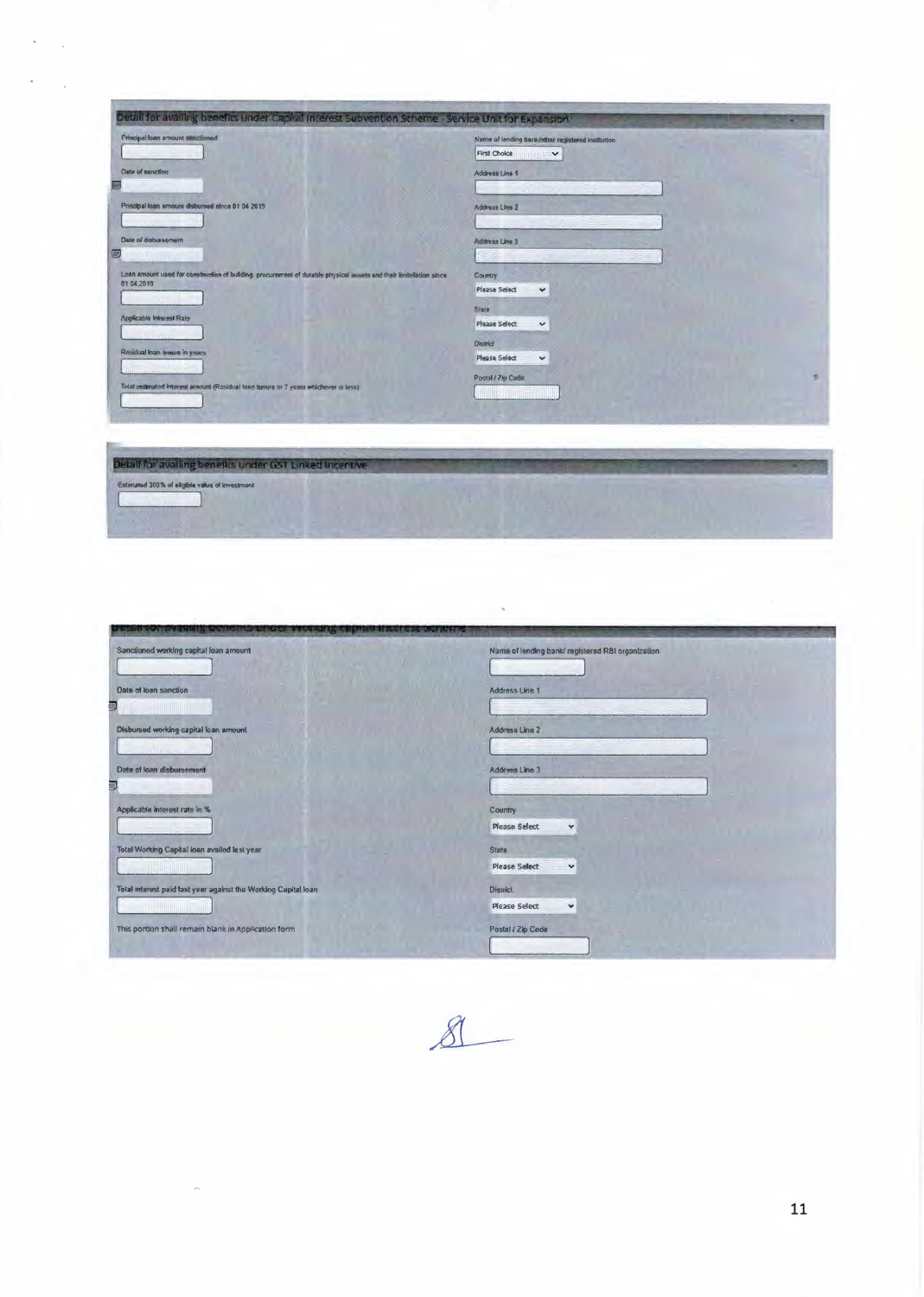## Detail for availing benefits under Capital Interest Subvention Scheme - Service Unit for Expansion

Principal loan amount sanctioned

Date of sanction

Principal loan amount disbursed since 01.04.2019

Date of disbursement

Loan amount used for construction of building, procurement of durable physical assets and their installation since 01.04.2019

Applicable Interest Rate

Residual loan tenure in years

Total estimated interest amount (Residual loan tenure or 7 years whichever is less)

Name of lending bank/other registered institution

First Choice

Address Line 1

Address Line 2

Address Line 3

Country

Please Select

State

Please Select

District

Please Select

Postal / Zip Code

## Detail for availing benefits under GST Linked Incentive

Estimated 300% of eligible value of investment

## Detail for availing benefits under Working Capital Interest Scheme

Sanctioned working capital loan amount

Date of loan sanction

Disbursed working capital loan amount

Date of loan disbursement

Applicable interest rate in %

Total Working Capital loan availed last year

Total interest paid last year against the Working Capital loan

This portion shall remain blank in Application form

Name of lending bank/ registered RBI organization

Address Line 1

Address Line 2

Address Line 3

Country

Please Select

State

Please Select

District

Please Select

Postal / Zip Code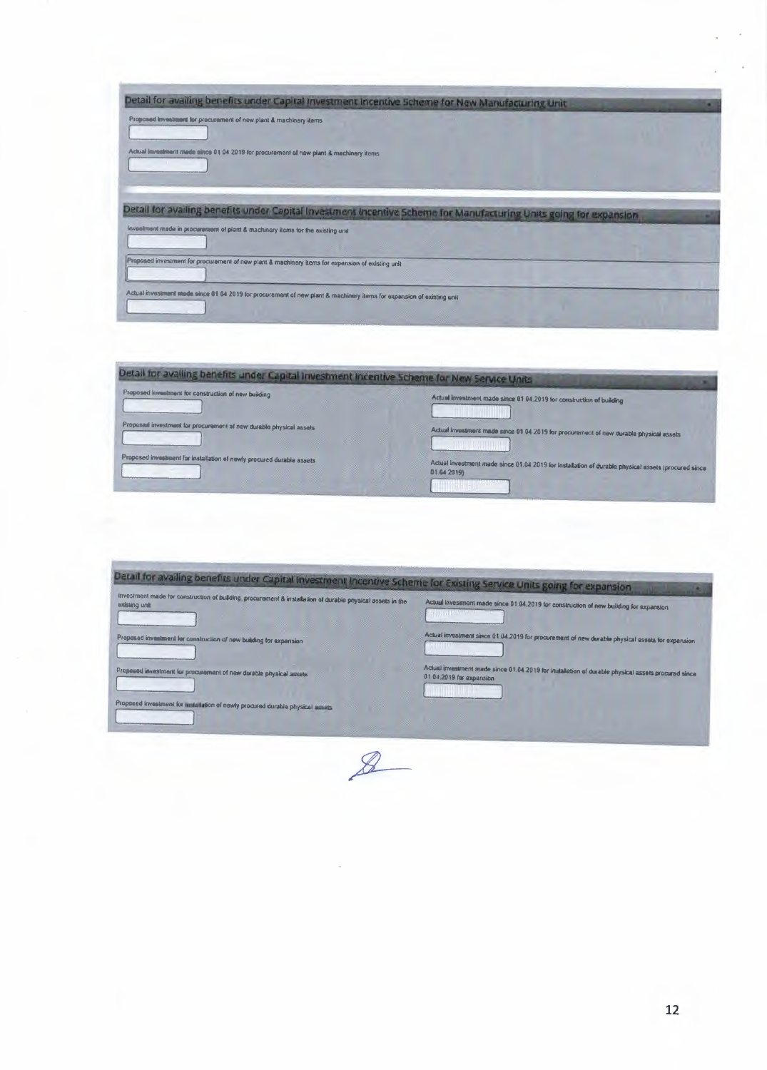## Detail for availing benefits under Capital Investment Incentive Scheme for New Manufacturing Unit

Proposed investment for procurement of new plant & machinery items

Actual investment made since 01.04.2019 for procurement of new plant & machinery items

## Detail for availing benefits under Capital Investment Incentive Scheme for Manufacturing Units going for expansion

Investment made in procurement of plant & machinery items for the existing unit

Proposed investment for procurement of new plant & machinery items for expansion of existing unit

Actual investment made since 01.04.2019 for procurement of new plant & machinery items for expansion of existing unit

## Detail for availing benefits under Capital Investment Incentive Scheme for New Service Units

Proposed investment for construction of new building

Proposed investment for procurement of new durable physical assets

Proposed investment for installation of newly procured durable assets

Actual investment made since 01.04.2019 for construction of building

Actual investment made since 01.04.2019 for procurement of new durable physical assets

Actual investment made since 01.04.2019 for installation of durable physical assets (procured since 01.04.2019)

## Detail for availing benefits under Capital Investment Incentive Scheme for Existing Service Units going for expansion

Investment made for construction of building, procurement & installation of durable physical assets in the existing unit

Proposed investment for construction of new building for expansion

Proposed investment for procurement of new durable physical assets

Proposed investment for installation of newly procured durable physical assets

Actual investment made since 01.04.2019 for construction of new building for expansion

Actual investment since 01.04.2019 for procurement of new durable physical assets for expansion

Actual investment made since 01.04.2019 for installation of durable physical assets procured since 01.04.2019 for expansion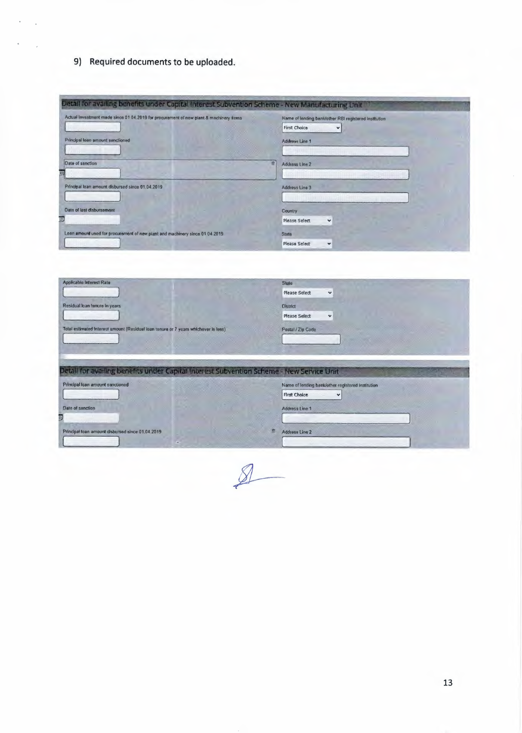9) Required documents to be uploaded.

**Detail for availing benefits under Capital Interest Subvention Scheme - New Manufacturing Unit**

Actual Investment made since 01.04.2019 for procurement of new plant & machinery items

Principal loan amount sanctioned

Date of sanction

Principal loan amount disbursed since 01.04.2019

Date of last disbursement

Loan amount used for procurement of new plant and machinery since 01.04.2019

Name of lending bank/other RBI registered institution

First Choice

Address Line 1

Address Line 2

Address Line 3

Country

Please Select

State

Please Select

Applicable Interest Rate

Residual loan tenure in years

Total estimated interest amount (Residual loan tenure or 7 years whichever is less)

State

Please Select

District

Please Select

Postal / Zip Code

**Detail for availing benefits under Capital Interest Subvention Scheme - New Service Unit**

Principal loan amount sanctioned

Date of sanction

Principal loan amount disbursed since 01.04.2019

Name of lending bank/other registered institution

First Choice

Address Line 1

Address Line 2